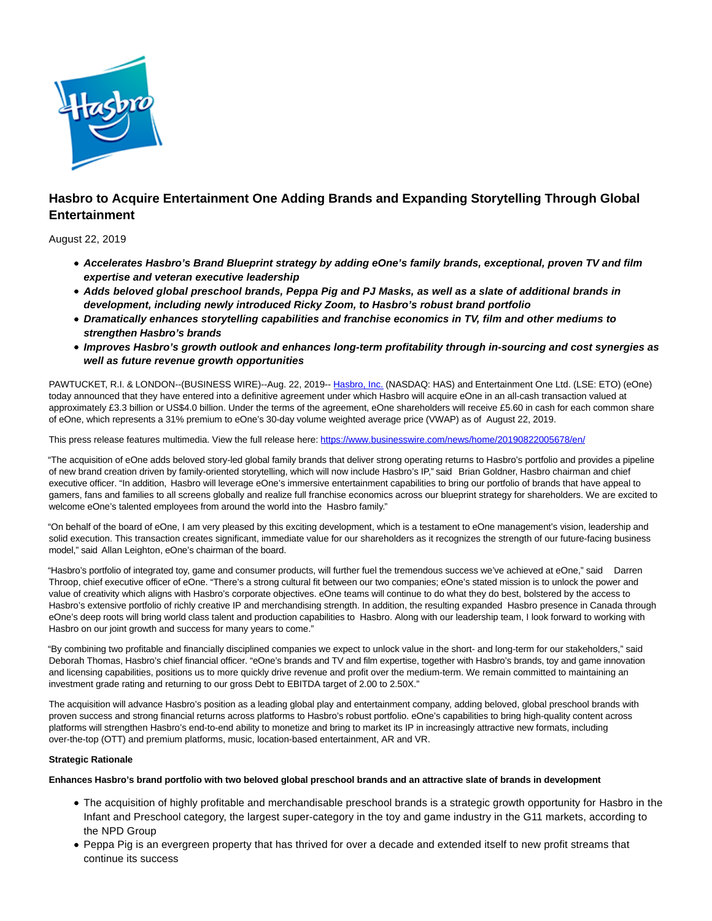# Hasbro to Acquire Entertainment One Adding Brands and Expanding Storytelling Through Global Entertainment

August 22, 2019

- ***Accelerates Hasbro's Brand Blueprint strategy by adding eOne's family brands, exceptional, proven TV and film expertise and veteran executive leadership***
- ***Adds beloved global preschool brands, Peppa Pig and PJ Masks, as well as a slate of additional brands in development, including newly introduced Ricky Zoom, to Hasbro's robust brand portfolio***
- ***Dramatically enhances storytelling capabilities and franchise economics in TV, film and other mediums to strengthen Hasbro's brands***
- ***Improves Hasbro's growth outlook and enhances long-term profitability through in-sourcing and cost synergies as well as future revenue growth opportunities***

PAWTUCKET, R.I. & LONDON--(BUSINESS WIRE)--Aug. 22, 2019-- Hasbro, Inc. (NASDAQ: HAS) and Entertainment One Ltd. (LSE: ETO) (eOne) today announced that they have entered into a definitive agreement under which Hasbro will acquire eOne in an all-cash transaction valued at approximately £3.3 billion or US$4.0 billion. Under the terms of the agreement, eOne shareholders will receive £5.60 in cash for each common share of eOne, which represents a 31% premium to eOne's 30-day volume weighted average price (VWAP) as of August 22, 2019.

This press release features multimedia. View the full release here: https://www.businesswire.com/news/home/20190822005678/en/

"The acquisition of eOne adds beloved story-led global family brands that deliver strong operating returns to Hasbro's portfolio and provides a pipeline of new brand creation driven by family-oriented storytelling, which will now include Hasbro's IP," said Brian Goldner, Hasbro chairman and chief executive officer. "In addition, Hasbro will leverage eOne's immersive entertainment capabilities to bring our portfolio of brands that have appeal to gamers, fans and families to all screens globally and realize full franchise economics across our blueprint strategy for shareholders. We are excited to welcome eOne's talented employees from around the world into the Hasbro family."

"On behalf of the board of eOne, I am very pleased by this exciting development, which is a testament to eOne management's vision, leadership and solid execution. This transaction creates significant, immediate value for our shareholders as it recognizes the strength of our future-facing business model," said Allan Leighton, eOne's chairman of the board.

"Hasbro's portfolio of integrated toy, game and consumer products, will further fuel the tremendous success we've achieved at eOne," said Darren Throop, chief executive officer of eOne. "There's a strong cultural fit between our two companies; eOne's stated mission is to unlock the power and value of creativity which aligns with Hasbro's corporate objectives. eOne teams will continue to do what they do best, bolstered by the access to Hasbro's extensive portfolio of richly creative IP and merchandising strength. In addition, the resulting expanded Hasbro presence in Canada through eOne's deep roots will bring world class talent and production capabilities to Hasbro. Along with our leadership team, I look forward to working with Hasbro on our joint growth and success for many years to come."

"By combining two profitable and financially disciplined companies we expect to unlock value in the short- and long-term for our stakeholders," said Deborah Thomas, Hasbro's chief financial officer. "eOne's brands and TV and film expertise, together with Hasbro's brands, toy and game innovation and licensing capabilities, positions us to more quickly drive revenue and profit over the medium-term. We remain committed to maintaining an investment grade rating and returning to our gross Debt to EBITDA target of 2.00 to 2.50X."

The acquisition will advance Hasbro's position as a leading global play and entertainment company, adding beloved, global preschool brands with proven success and strong financial returns across platforms to Hasbro's robust portfolio. eOne's capabilities to bring high-quality content across platforms will strengthen Hasbro's end-to-end ability to monetize and bring to market its IP in increasingly attractive new formats, including over-the-top (OTT) and premium platforms, music, location-based entertainment, AR and VR.

**Strategic Rationale**

**Enhances Hasbro's brand portfolio with two beloved global preschool brands and an attractive slate of brands in development**

- The acquisition of highly profitable and merchandisable preschool brands is a strategic growth opportunity for Hasbro in the Infant and Preschool category, the largest super-category in the toy and game industry in the G11 markets, according to the NPD Group
- Peppa Pig is an evergreen property that has thrived for over a decade and extended itself to new profit streams that continue its success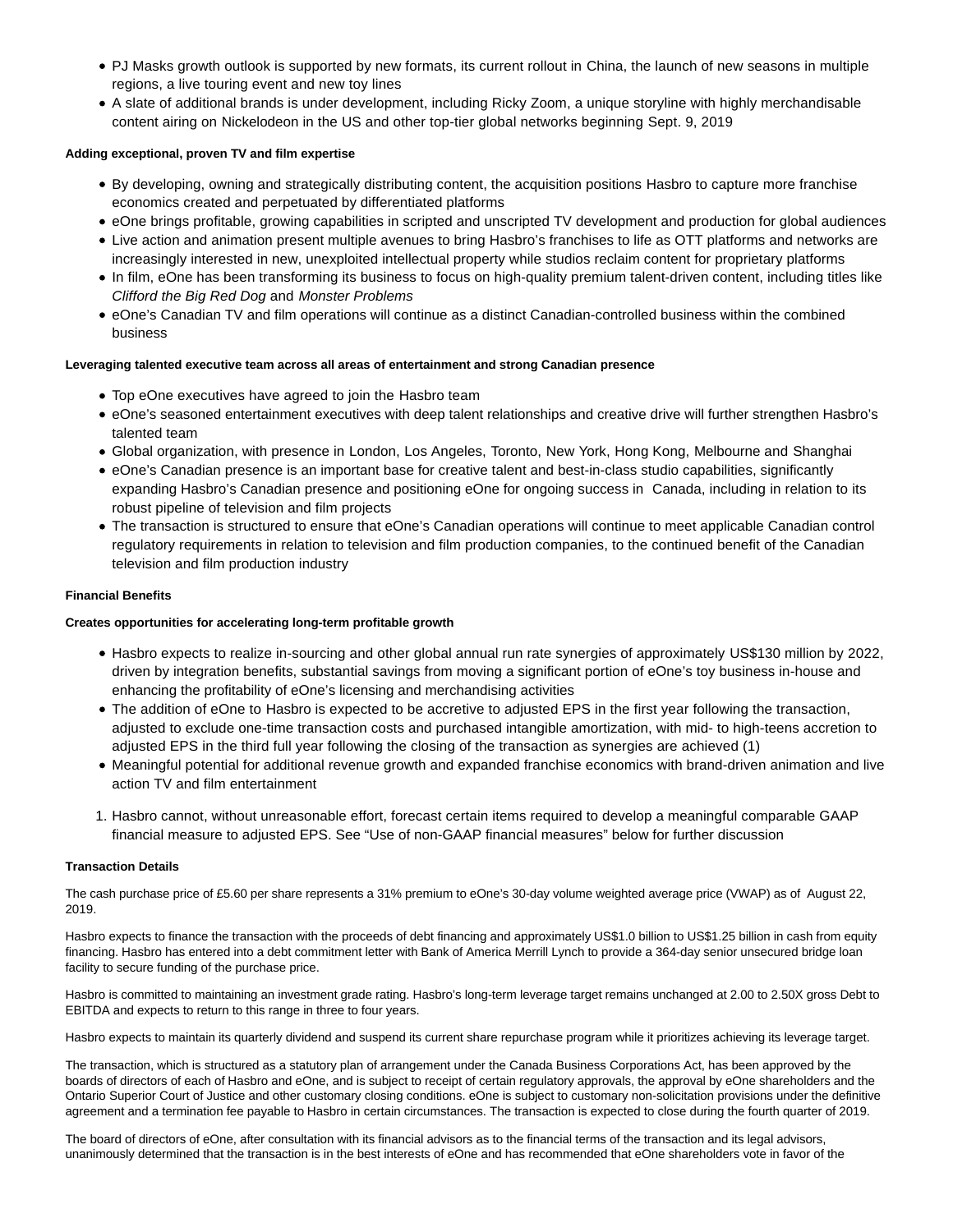- PJ Masks growth outlook is supported by new formats, its current rollout in China, the launch of new seasons in multiple regions, a live touring event and new toy lines
- A slate of additional brands is under development, including Ricky Zoom, a unique storyline with highly merchandisable content airing on Nickelodeon in the US and other top-tier global networks beginning Sept. 9, 2019

**Adding exceptional, proven TV and film expertise**

- By developing, owning and strategically distributing content, the acquisition positions Hasbro to capture more franchise economics created and perpetuated by differentiated platforms
- eOne brings profitable, growing capabilities in scripted and unscripted TV development and production for global audiences
- Live action and animation present multiple avenues to bring Hasbro's franchises to life as OTT platforms and networks are increasingly interested in new, unexploited intellectual property while studios reclaim content for proprietary platforms
- In film, eOne has been transforming its business to focus on high-quality premium talent-driven content, including titles like *Clifford the Big Red Dog* and *Monster Problems*
- eOne's Canadian TV and film operations will continue as a distinct Canadian-controlled business within the combined business

**Leveraging talented executive team across all areas of entertainment and strong Canadian presence**

- Top eOne executives have agreed to join the Hasbro team
- eOne's seasoned entertainment executives with deep talent relationships and creative drive will further strengthen Hasbro's talented team
- Global organization, with presence in London, Los Angeles, Toronto, New York, Hong Kong, Melbourne and Shanghai
- eOne's Canadian presence is an important base for creative talent and best-in-class studio capabilities, significantly expanding Hasbro's Canadian presence and positioning eOne for ongoing success in Canada, including in relation to its robust pipeline of television and film projects
- The transaction is structured to ensure that eOne's Canadian operations will continue to meet applicable Canadian control regulatory requirements in relation to television and film production companies, to the continued benefit of the Canadian television and film production industry

**Financial Benefits**

**Creates opportunities for accelerating long-term profitable growth**

- Hasbro expects to realize in-sourcing and other global annual run rate synergies of approximately US$130 million by 2022, driven by integration benefits, substantial savings from moving a significant portion of eOne's toy business in-house and enhancing the profitability of eOne's licensing and merchandising activities
- The addition of eOne to Hasbro is expected to be accretive to adjusted EPS in the first year following the transaction, adjusted to exclude one-time transaction costs and purchased intangible amortization, with mid- to high-teens accretion to adjusted EPS in the third full year following the closing of the transaction as synergies are achieved (1)
- Meaningful potential for additional revenue growth and expanded franchise economics with brand-driven animation and live action TV and film entertainment

1. Hasbro cannot, without unreasonable effort, forecast certain items required to develop a meaningful comparable GAAP financial measure to adjusted EPS. See "Use of non-GAAP financial measures" below for further discussion

**Transaction Details**

The cash purchase price of £5.60 per share represents a 31% premium to eOne's 30-day volume weighted average price (VWAP) as of August 22, 2019.

Hasbro expects to finance the transaction with the proceeds of debt financing and approximately US$1.0 billion to US$1.25 billion in cash from equity financing. Hasbro has entered into a debt commitment letter with Bank of America Merrill Lynch to provide a 364-day senior unsecured bridge loan facility to secure funding of the purchase price.

Hasbro is committed to maintaining an investment grade rating. Hasbro's long-term leverage target remains unchanged at 2.00 to 2.50X gross Debt to EBITDA and expects to return to this range in three to four years.

Hasbro expects to maintain its quarterly dividend and suspend its current share repurchase program while it prioritizes achieving its leverage target.

The transaction, which is structured as a statutory plan of arrangement under the Canada Business Corporations Act, has been approved by the boards of directors of each of Hasbro and eOne, and is subject to receipt of certain regulatory approvals, the approval by eOne shareholders and the Ontario Superior Court of Justice and other customary closing conditions. eOne is subject to customary non-solicitation provisions under the definitive agreement and a termination fee payable to Hasbro in certain circumstances. The transaction is expected to close during the fourth quarter of 2019.

The board of directors of eOne, after consultation with its financial advisors as to the financial terms of the transaction and its legal advisors, unanimously determined that the transaction is in the best interests of eOne and has recommended that eOne shareholders vote in favor of the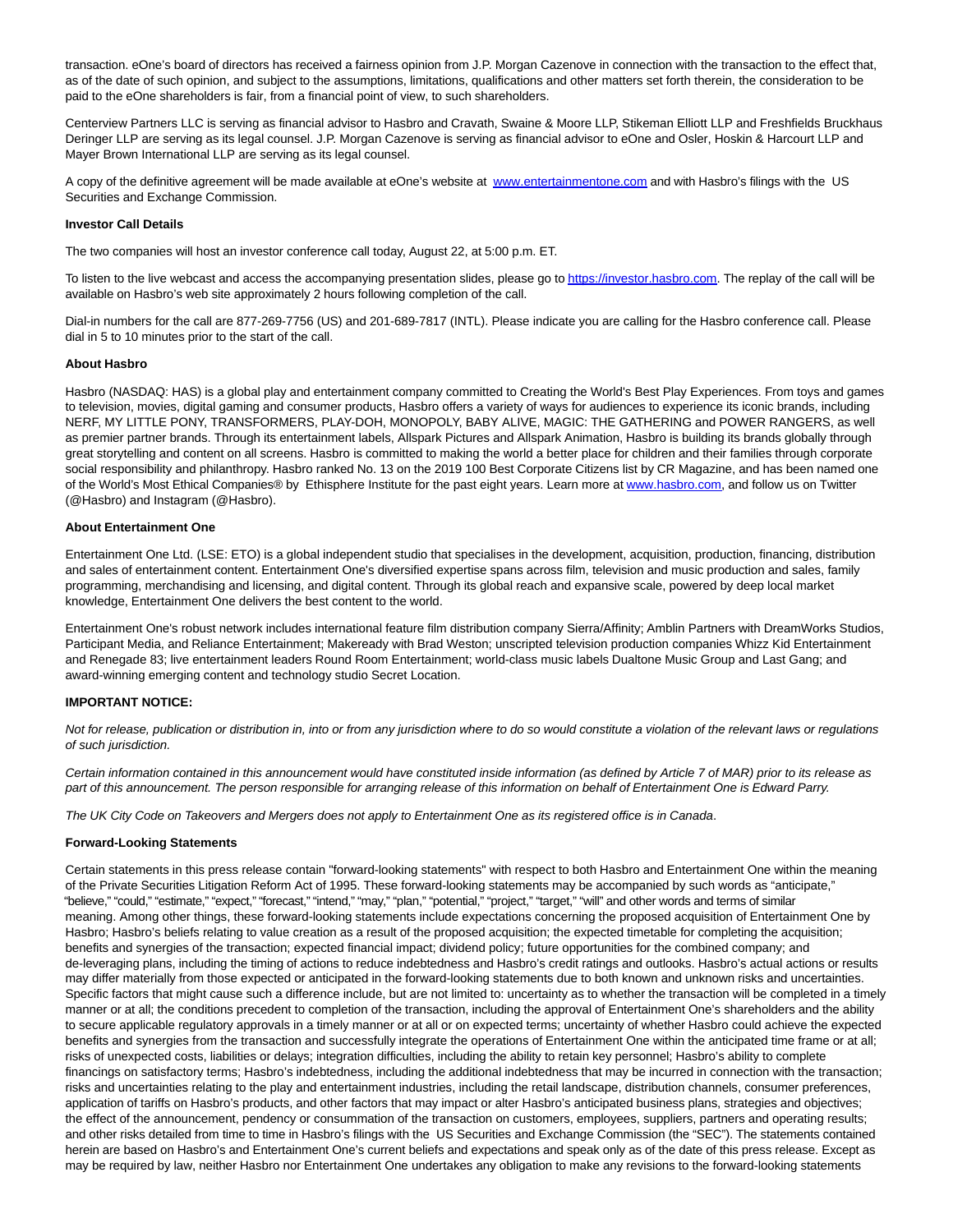transaction. eOne's board of directors has received a fairness opinion from J.P. Morgan Cazenove in connection with the transaction to the effect that, as of the date of such opinion, and subject to the assumptions, limitations, qualifications and other matters set forth therein, the consideration to be paid to the eOne shareholders is fair, from a financial point of view, to such shareholders.

Centerview Partners LLC is serving as financial advisor to Hasbro and Cravath, Swaine & Moore LLP, Stikeman Elliott LLP and Freshfields Bruckhaus Deringer LLP are serving as its legal counsel. J.P. Morgan Cazenove is serving as financial advisor to eOne and Osler, Hoskin & Harcourt LLP and Mayer Brown International LLP are serving as its legal counsel.

A copy of the definitive agreement will be made available at eOne's website at [www.entertainmentone.com](http://www.entertainmentone.com) and with Hasbro's filings with the US Securities and Exchange Commission.

**Investor Call Details**

The two companies will host an investor conference call today, August 22, at 5:00 p.m. ET.

To listen to the live webcast and access the accompanying presentation slides, please go to [https://investor.hasbro.com](https://investor.hasbro.com). The replay of the call will be available on Hasbro's web site approximately 2 hours following completion of the call.

Dial-in numbers for the call are 877-269-7756 (US) and 201-689-7817 (INTL). Please indicate you are calling for the Hasbro conference call. Please dial in 5 to 10 minutes prior to the start of the call.

**About Hasbro**

Hasbro (NASDAQ: HAS) is a global play and entertainment company committed to Creating the World's Best Play Experiences. From toys and games to television, movies, digital gaming and consumer products, Hasbro offers a variety of ways for audiences to experience its iconic brands, including NERF, MY LITTLE PONY, TRANSFORMERS, PLAY-DOH, MONOPOLY, BABY ALIVE, MAGIC: THE GATHERING and POWER RANGERS, as well as premier partner brands. Through its entertainment labels, Allspark Pictures and Allspark Animation, Hasbro is building its brands globally through great storytelling and content on all screens. Hasbro is committed to making the world a better place for children and their families through corporate social responsibility and philanthropy. Hasbro ranked No. 13 on the 2019 100 Best Corporate Citizens list by CR Magazine, and has been named one of the World's Most Ethical Companies® by Ethisphere Institute for the past eight years. Learn more at [www.hasbro.com](http://www.hasbro.com), and follow us on Twitter (@Hasbro) and Instagram (@Hasbro).

**About Entertainment One**

Entertainment One Ltd. (LSE: ETO) is a global independent studio that specialises in the development, acquisition, production, financing, distribution and sales of entertainment content. Entertainment One's diversified expertise spans across film, television and music production and sales, family programming, merchandising and licensing, and digital content. Through its global reach and expansive scale, powered by deep local market knowledge, Entertainment One delivers the best content to the world.

Entertainment One's robust network includes international feature film distribution company Sierra/Affinity; Amblin Partners with DreamWorks Studios, Participant Media, and Reliance Entertainment; Makeready with Brad Weston; unscripted television production companies Whizz Kid Entertainment and Renegade 83; live entertainment leaders Round Room Entertainment; world-class music labels Dualtone Music Group and Last Gang; and award-winning emerging content and technology studio Secret Location.

**IMPORTANT NOTICE:**

*Not for release, publication or distribution in, into or from any jurisdiction where to do so would constitute a violation of the relevant laws or regulations of such jurisdiction.*

*Certain information contained in this announcement would have constituted inside information (as defined by Article 7 of MAR) prior to its release as part of this announcement. The person responsible for arranging release of this information on behalf of Entertainment One is Edward Parry.*

*The UK City Code on Takeovers and Mergers does not apply to Entertainment One as its registered office is in Canada.*

**Forward-Looking Statements**

Certain statements in this press release contain "forward-looking statements" with respect to both Hasbro and Entertainment One within the meaning of the Private Securities Litigation Reform Act of 1995. These forward-looking statements may be accompanied by such words as "anticipate," "believe," "could," "estimate," "expect," "forecast," "intend," "may," "plan," "potential," "project," "target," "will" and other words and terms of similar meaning. Among other things, these forward-looking statements include expectations concerning the proposed acquisition of Entertainment One by Hasbro; Hasbro's beliefs relating to value creation as a result of the proposed acquisition; the expected timetable for completing the acquisition; benefits and synergies of the transaction; expected financial impact; dividend policy; future opportunities for the combined company; and de-leveraging plans, including the timing of actions to reduce indebtedness and Hasbro's credit ratings and outlooks. Hasbro's actual actions or results may differ materially from those expected or anticipated in the forward-looking statements due to both known and unknown risks and uncertainties. Specific factors that might cause such a difference include, but are not limited to: uncertainty as to whether the transaction will be completed in a timely manner or at all; the conditions precedent to completion of the transaction, including the approval of Entertainment One's shareholders and the ability to secure applicable regulatory approvals in a timely manner or at all or on expected terms; uncertainty of whether Hasbro could achieve the expected benefits and synergies from the transaction and successfully integrate the operations of Entertainment One within the anticipated time frame or at all; risks of unexpected costs, liabilities or delays; integration difficulties, including the ability to retain key personnel; Hasbro's ability to complete financings on satisfactory terms; Hasbro's indebtedness, including the additional indebtedness that may be incurred in connection with the transaction; risks and uncertainties relating to the play and entertainment industries, including the retail landscape, distribution channels, consumer preferences, application of tariffs on Hasbro's products, and other factors that may impact or alter Hasbro's anticipated business plans, strategies and objectives; the effect of the announcement, pendency or consummation of the transaction on customers, employees, suppliers, partners and operating results; and other risks detailed from time to time in Hasbro's filings with the US Securities and Exchange Commission (the "SEC"). The statements contained herein are based on Hasbro's and Entertainment One's current beliefs and expectations and speak only as of the date of this press release. Except as may be required by law, neither Hasbro nor Entertainment One undertakes any obligation to make any revisions to the forward-looking statements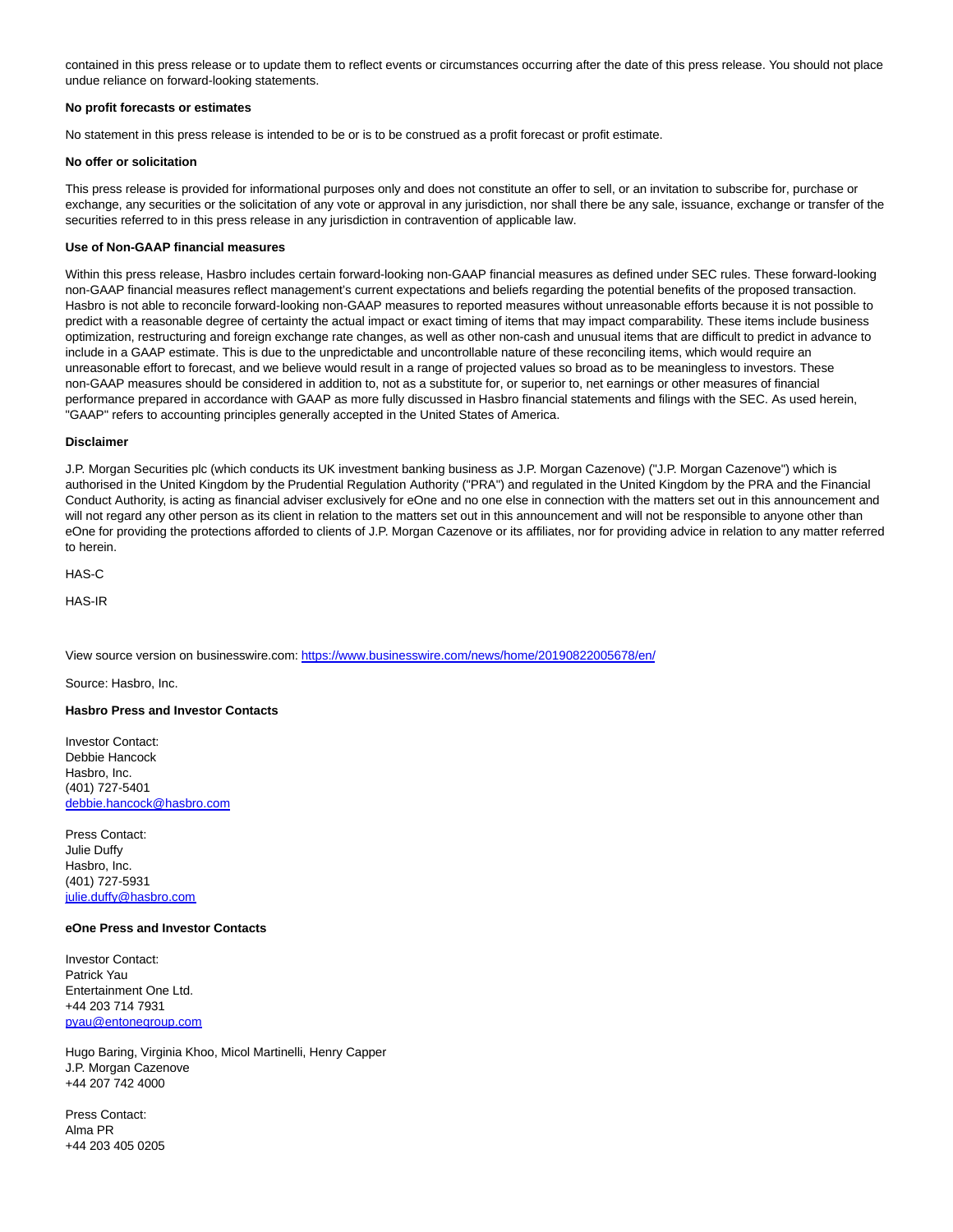contained in this press release or to update them to reflect events or circumstances occurring after the date of this press release. You should not place undue reliance on forward-looking statements.

**No profit forecasts or estimates**

No statement in this press release is intended to be or is to be construed as a profit forecast or profit estimate.

**No offer or solicitation**

This press release is provided for informational purposes only and does not constitute an offer to sell, or an invitation to subscribe for, purchase or exchange, any securities or the solicitation of any vote or approval in any jurisdiction, nor shall there be any sale, issuance, exchange or transfer of the securities referred to in this press release in any jurisdiction in contravention of applicable law.

**Use of Non-GAAP financial measures**

Within this press release, Hasbro includes certain forward-looking non-GAAP financial measures as defined under SEC rules. These forward-looking non-GAAP financial measures reflect management's current expectations and beliefs regarding the potential benefits of the proposed transaction. Hasbro is not able to reconcile forward-looking non-GAAP measures to reported measures without unreasonable efforts because it is not possible to predict with a reasonable degree of certainty the actual impact or exact timing of items that may impact comparability. These items include business optimization, restructuring and foreign exchange rate changes, as well as other non-cash and unusual items that are difficult to predict in advance to include in a GAAP estimate. This is due to the unpredictable and uncontrollable nature of these reconciling items, which would require an unreasonable effort to forecast, and we believe would result in a range of projected values so broad as to be meaningless to investors. These non-GAAP measures should be considered in addition to, not as a substitute for, or superior to, net earnings or other measures of financial performance prepared in accordance with GAAP as more fully discussed in Hasbro financial statements and filings with the SEC. As used herein, "GAAP" refers to accounting principles generally accepted in the United States of America.

**Disclaimer**

J.P. Morgan Securities plc (which conducts its UK investment banking business as J.P. Morgan Cazenove) ("J.P. Morgan Cazenove") which is authorised in the United Kingdom by the Prudential Regulation Authority ("PRA") and regulated in the United Kingdom by the PRA and the Financial Conduct Authority, is acting as financial adviser exclusively for eOne and no one else in connection with the matters set out in this announcement and will not regard any other person as its client in relation to the matters set out in this announcement and will not be responsible to anyone other than eOne for providing the protections afforded to clients of J.P. Morgan Cazenove or its affiliates, nor for providing advice in relation to any matter referred to herein.

HAS-C

HAS-IR

View source version on businesswire.com: https://www.businesswire.com/news/home/20190822005678/en/

Source: Hasbro, Inc.

**Hasbro Press and Investor Contacts**

Investor Contact:
Debbie Hancock
Hasbro, Inc.
(401) 727-5401
debbie.hancock@hasbro.com

Press Contact:
Julie Duffy
Hasbro, Inc.
(401) 727-5931
julie.duffy@hasbro.com

**eOne Press and Investor Contacts**

Investor Contact:
Patrick Yau
Entertainment One Ltd.
+44 203 714 7931
pyau@entonegroup.com

Hugo Baring, Virginia Khoo, Micol Martinelli, Henry Capper
J.P. Morgan Cazenove
+44 207 742 4000

Press Contact:
Alma PR
+44 203 405 0205